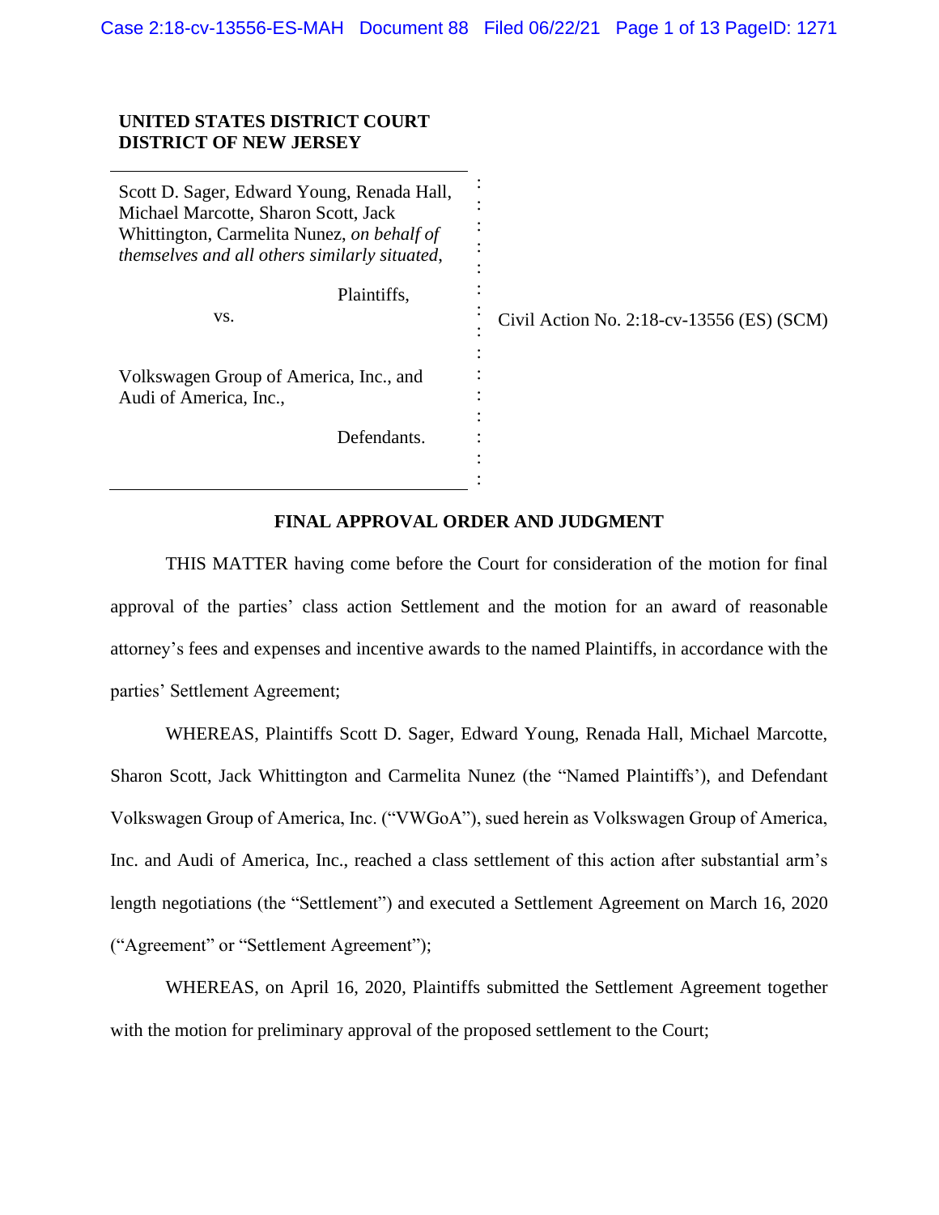**UNITED STATES DISTRICT COURT**
**DISTRICT OF NEW JERSEY**

Scott D. Sager, Edward Young, Renada Hall, Michael Marcotte, Sharon Scott, Jack Whittington, Carmelita Nunez, *on behalf of themselves and all others similarly situated*,

Plaintiffs,

vs.

Volkswagen Group of America, Inc., and Audi of America, Inc.,

Defendants.

Civil Action No. 2:18-cv-13556 (ES) (SCM)

**FINAL APPROVAL ORDER AND JUDGMENT**

THIS MATTER having come before the Court for consideration of the motion for final approval of the parties' class action Settlement and the motion for an award of reasonable attorney's fees and expenses and incentive awards to the named Plaintiffs, in accordance with the parties' Settlement Agreement;

WHEREAS, Plaintiffs Scott D. Sager, Edward Young, Renada Hall, Michael Marcotte, Sharon Scott, Jack Whittington and Carmelita Nunez (the "Named Plaintiffs'), and Defendant Volkswagen Group of America, Inc. ("VWGoA"), sued herein as Volkswagen Group of America, Inc. and Audi of America, Inc., reached a class settlement of this action after substantial arm's length negotiations (the "Settlement") and executed a Settlement Agreement on March 16, 2020 ("Agreement" or "Settlement Agreement");

WHEREAS, on April 16, 2020, Plaintiffs submitted the Settlement Agreement together with the motion for preliminary approval of the proposed settlement to the Court;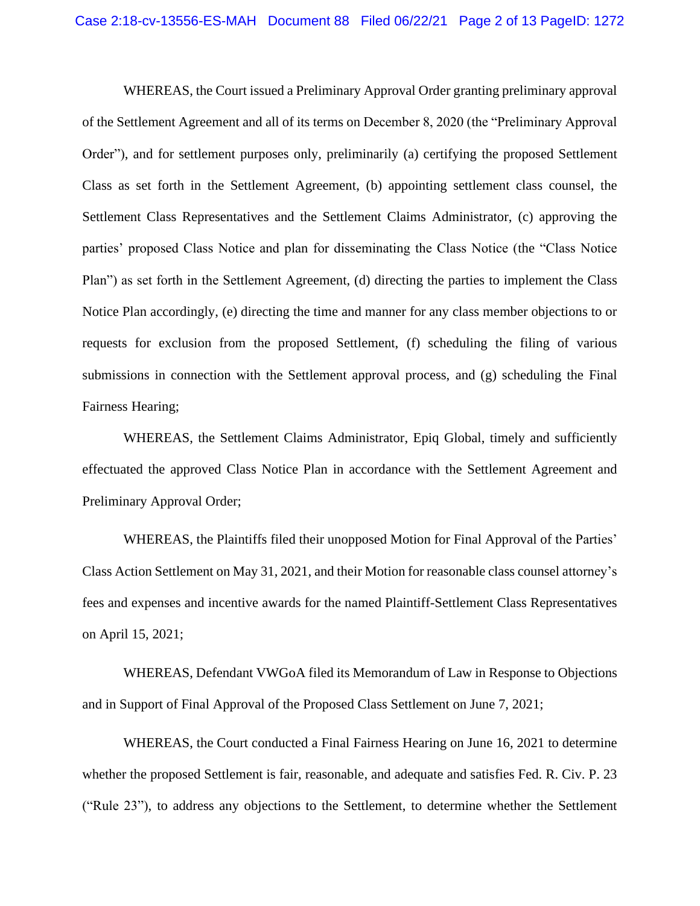WHEREAS, the Court issued a Preliminary Approval Order granting preliminary approval of the Settlement Agreement and all of its terms on December 8, 2020 (the "Preliminary Approval Order"), and for settlement purposes only, preliminarily (a) certifying the proposed Settlement Class as set forth in the Settlement Agreement, (b) appointing settlement class counsel, the Settlement Class Representatives and the Settlement Claims Administrator, (c) approving the parties' proposed Class Notice and plan for disseminating the Class Notice (the "Class Notice Plan") as set forth in the Settlement Agreement, (d) directing the parties to implement the Class Notice Plan accordingly, (e) directing the time and manner for any class member objections to or requests for exclusion from the proposed Settlement, (f) scheduling the filing of various submissions in connection with the Settlement approval process, and (g) scheduling the Final Fairness Hearing;

WHEREAS, the Settlement Claims Administrator, Epiq Global, timely and sufficiently effectuated the approved Class Notice Plan in accordance with the Settlement Agreement and Preliminary Approval Order;

WHEREAS, the Plaintiffs filed their unopposed Motion for Final Approval of the Parties' Class Action Settlement on May 31, 2021, and their Motion for reasonable class counsel attorney's fees and expenses and incentive awards for the named Plaintiff-Settlement Class Representatives on April 15, 2021;

WHEREAS, Defendant VWGoA filed its Memorandum of Law in Response to Objections and in Support of Final Approval of the Proposed Class Settlement on June 7, 2021;

WHEREAS, the Court conducted a Final Fairness Hearing on June 16, 2021 to determine whether the proposed Settlement is fair, reasonable, and adequate and satisfies Fed. R. Civ. P. 23 ("Rule 23"), to address any objections to the Settlement, to determine whether the Settlement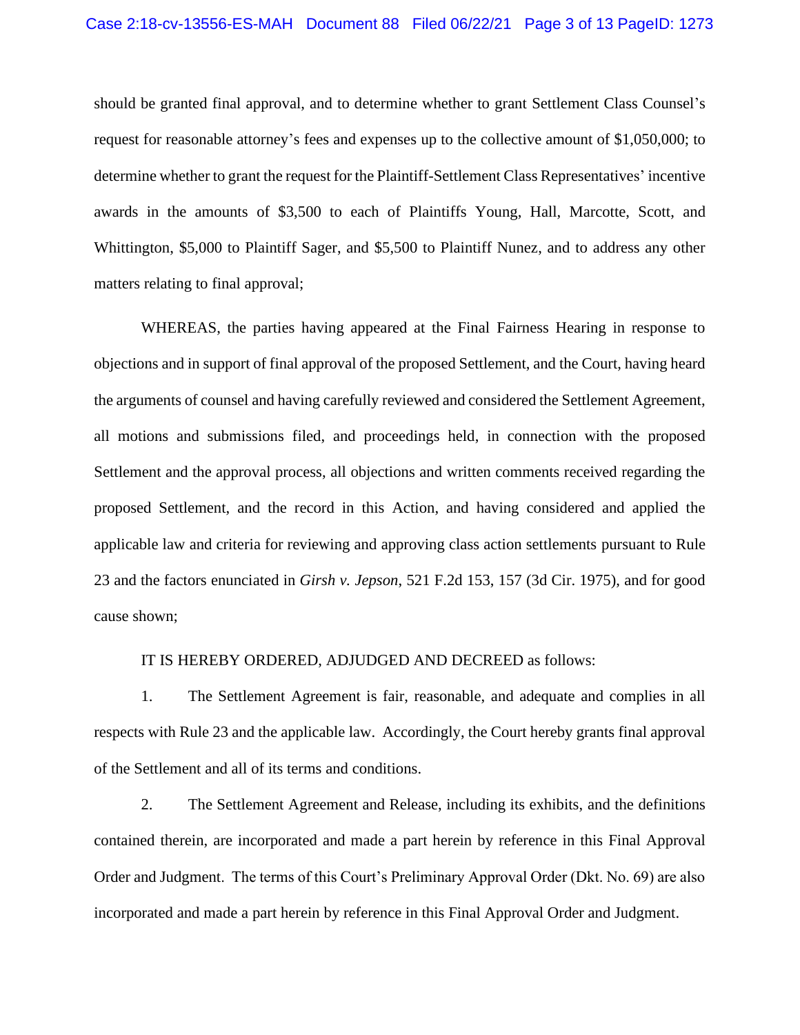should be granted final approval, and to determine whether to grant Settlement Class Counsel's request for reasonable attorney's fees and expenses up to the collective amount of $1,050,000; to determine whether to grant the request for the Plaintiff-Settlement Class Representatives' incentive awards in the amounts of $3,500 to each of Plaintiffs Young, Hall, Marcotte, Scott, and Whittington, $5,000 to Plaintiff Sager, and $5,500 to Plaintiff Nunez, and to address any other matters relating to final approval;

WHEREAS, the parties having appeared at the Final Fairness Hearing in response to objections and in support of final approval of the proposed Settlement, and the Court, having heard the arguments of counsel and having carefully reviewed and considered the Settlement Agreement, all motions and submissions filed, and proceedings held, in connection with the proposed Settlement and the approval process, all objections and written comments received regarding the proposed Settlement, and the record in this Action, and having considered and applied the applicable law and criteria for reviewing and approving class action settlements pursuant to Rule 23 and the factors enunciated in *Girsh v. Jepson*, 521 F.2d 153, 157 (3d Cir. 1975), and for good cause shown;

IT IS HEREBY ORDERED, ADJUDGED AND DECREED as follows:

1. The Settlement Agreement is fair, reasonable, and adequate and complies in all respects with Rule 23 and the applicable law. Accordingly, the Court hereby grants final approval of the Settlement and all of its terms and conditions.

2. The Settlement Agreement and Release, including its exhibits, and the definitions contained therein, are incorporated and made a part herein by reference in this Final Approval Order and Judgment. The terms of this Court's Preliminary Approval Order (Dkt. No. 69) are also incorporated and made a part herein by reference in this Final Approval Order and Judgment.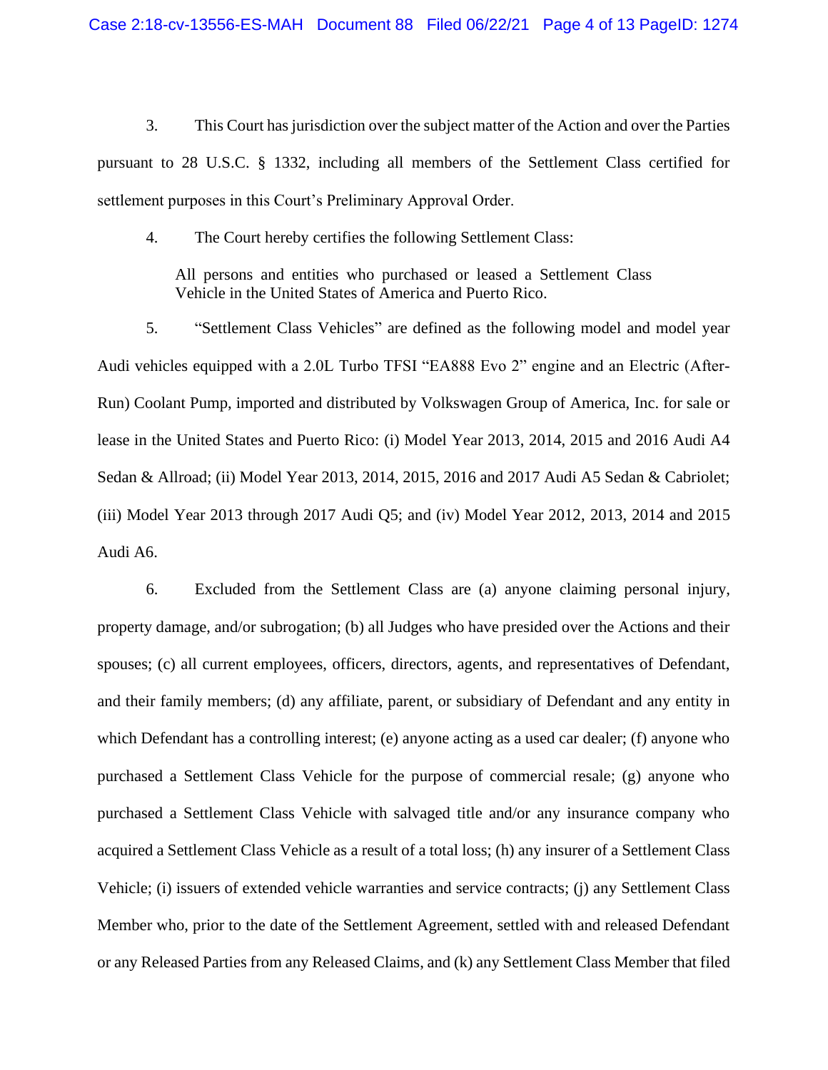3. This Court has jurisdiction over the subject matter of the Action and over the Parties pursuant to 28 U.S.C. § 1332, including all members of the Settlement Class certified for settlement purposes in this Court's Preliminary Approval Order.

4. The Court hereby certifies the following Settlement Class:

> All persons and entities who purchased or leased a Settlement Class Vehicle in the United States of America and Puerto Rico.

5. "Settlement Class Vehicles" are defined as the following model and model year Audi vehicles equipped with a 2.0L Turbo TFSI "EA888 Evo 2" engine and an Electric (After-Run) Coolant Pump, imported and distributed by Volkswagen Group of America, Inc. for sale or lease in the United States and Puerto Rico: (i) Model Year 2013, 2014, 2015 and 2016 Audi A4 Sedan & Allroad; (ii) Model Year 2013, 2014, 2015, 2016 and 2017 Audi A5 Sedan & Cabriolet; (iii) Model Year 2013 through 2017 Audi Q5; and (iv) Model Year 2012, 2013, 2014 and 2015 Audi A6.

6. Excluded from the Settlement Class are (a) anyone claiming personal injury, property damage, and/or subrogation; (b) all Judges who have presided over the Actions and their spouses; (c) all current employees, officers, directors, agents, and representatives of Defendant, and their family members; (d) any affiliate, parent, or subsidiary of Defendant and any entity in which Defendant has a controlling interest; (e) anyone acting as a used car dealer; (f) anyone who purchased a Settlement Class Vehicle for the purpose of commercial resale; (g) anyone who purchased a Settlement Class Vehicle with salvaged title and/or any insurance company who acquired a Settlement Class Vehicle as a result of a total loss; (h) any insurer of a Settlement Class Vehicle; (i) issuers of extended vehicle warranties and service contracts; (j) any Settlement Class Member who, prior to the date of the Settlement Agreement, settled with and released Defendant or any Released Parties from any Released Claims, and (k) any Settlement Class Member that filed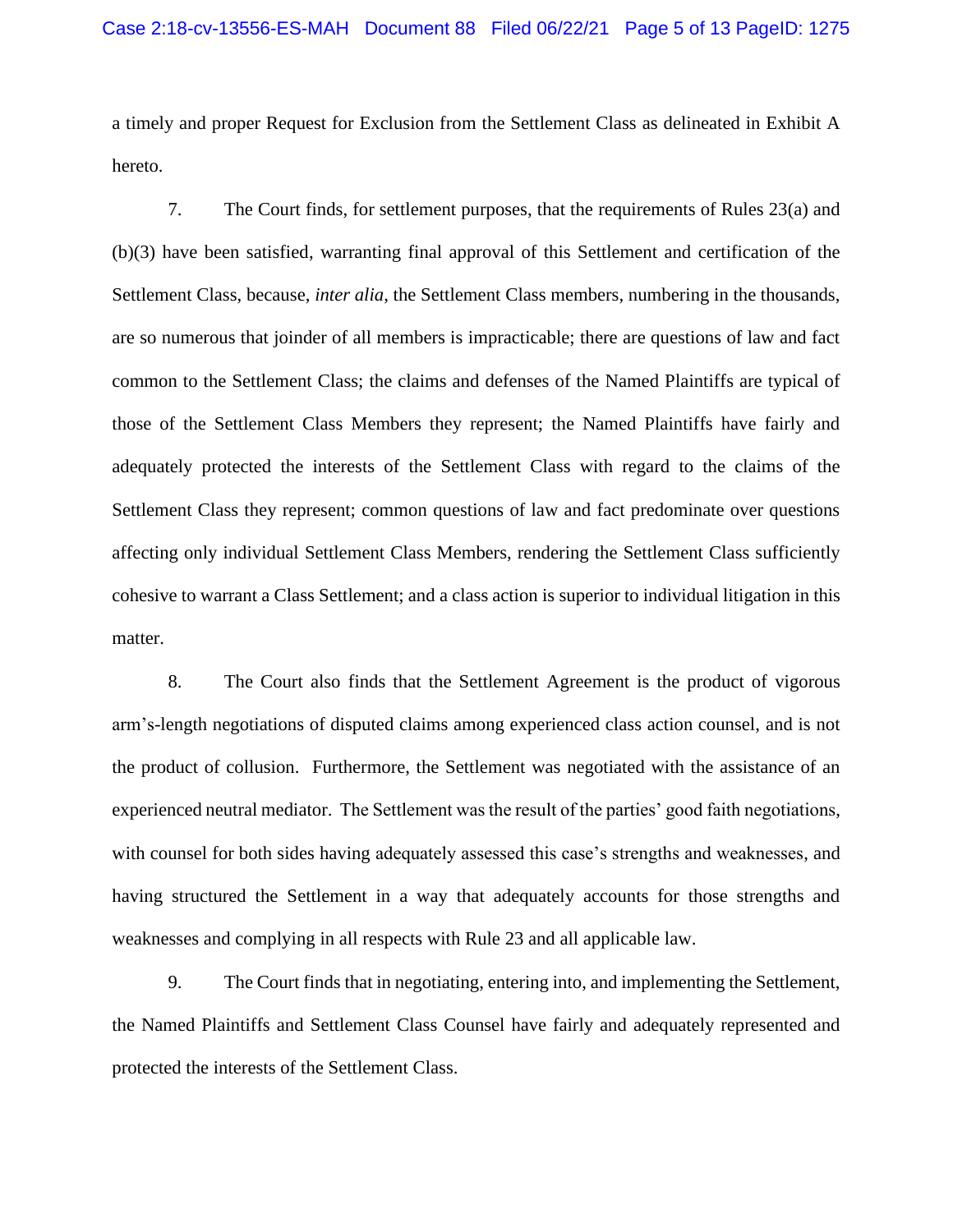a timely and proper Request for Exclusion from the Settlement Class as delineated in Exhibit A hereto.

7. The Court finds, for settlement purposes, that the requirements of Rules 23(a) and (b)(3) have been satisfied, warranting final approval of this Settlement and certification of the Settlement Class, because, *inter alia*, the Settlement Class members, numbering in the thousands, are so numerous that joinder of all members is impracticable; there are questions of law and fact common to the Settlement Class; the claims and defenses of the Named Plaintiffs are typical of those of the Settlement Class Members they represent; the Named Plaintiffs have fairly and adequately protected the interests of the Settlement Class with regard to the claims of the Settlement Class they represent; common questions of law and fact predominate over questions affecting only individual Settlement Class Members, rendering the Settlement Class sufficiently cohesive to warrant a Class Settlement; and a class action is superior to individual litigation in this matter.

8. The Court also finds that the Settlement Agreement is the product of vigorous arm's-length negotiations of disputed claims among experienced class action counsel, and is not the product of collusion. Furthermore, the Settlement was negotiated with the assistance of an experienced neutral mediator. The Settlement was the result of the parties' good faith negotiations, with counsel for both sides having adequately assessed this case's strengths and weaknesses, and having structured the Settlement in a way that adequately accounts for those strengths and weaknesses and complying in all respects with Rule 23 and all applicable law.

9. The Court finds that in negotiating, entering into, and implementing the Settlement, the Named Plaintiffs and Settlement Class Counsel have fairly and adequately represented and protected the interests of the Settlement Class.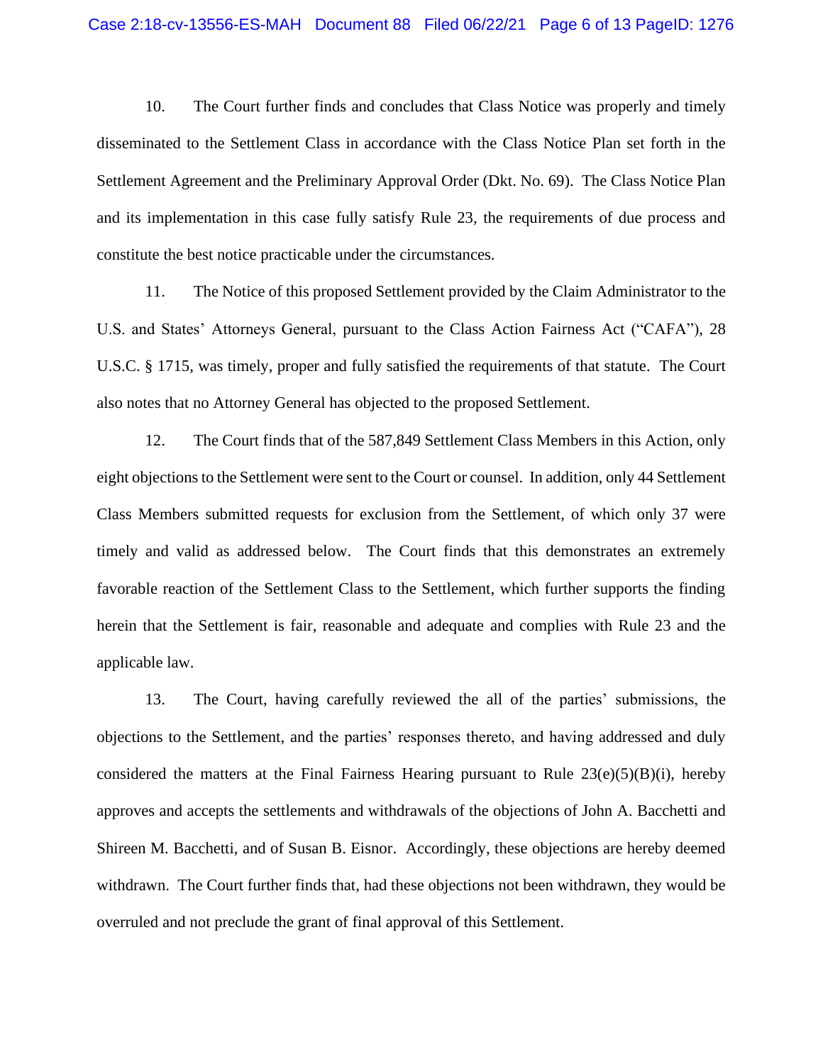10. The Court further finds and concludes that Class Notice was properly and timely disseminated to the Settlement Class in accordance with the Class Notice Plan set forth in the Settlement Agreement and the Preliminary Approval Order (Dkt. No. 69). The Class Notice Plan and its implementation in this case fully satisfy Rule 23, the requirements of due process and constitute the best notice practicable under the circumstances.

11. The Notice of this proposed Settlement provided by the Claim Administrator to the U.S. and States' Attorneys General, pursuant to the Class Action Fairness Act ("CAFA"), 28 U.S.C. § 1715, was timely, proper and fully satisfied the requirements of that statute. The Court also notes that no Attorney General has objected to the proposed Settlement.

12. The Court finds that of the 587,849 Settlement Class Members in this Action, only eight objections to the Settlement were sent to the Court or counsel. In addition, only 44 Settlement Class Members submitted requests for exclusion from the Settlement, of which only 37 were timely and valid as addressed below. The Court finds that this demonstrates an extremely favorable reaction of the Settlement Class to the Settlement, which further supports the finding herein that the Settlement is fair, reasonable and adequate and complies with Rule 23 and the applicable law.

13. The Court, having carefully reviewed the all of the parties' submissions, the objections to the Settlement, and the parties' responses thereto, and having addressed and duly considered the matters at the Final Fairness Hearing pursuant to Rule 23(e)(5)(B)(i), hereby approves and accepts the settlements and withdrawals of the objections of John A. Bacchetti and Shireen M. Bacchetti, and of Susan B. Eisnor. Accordingly, these objections are hereby deemed withdrawn. The Court further finds that, had these objections not been withdrawn, they would be overruled and not preclude the grant of final approval of this Settlement.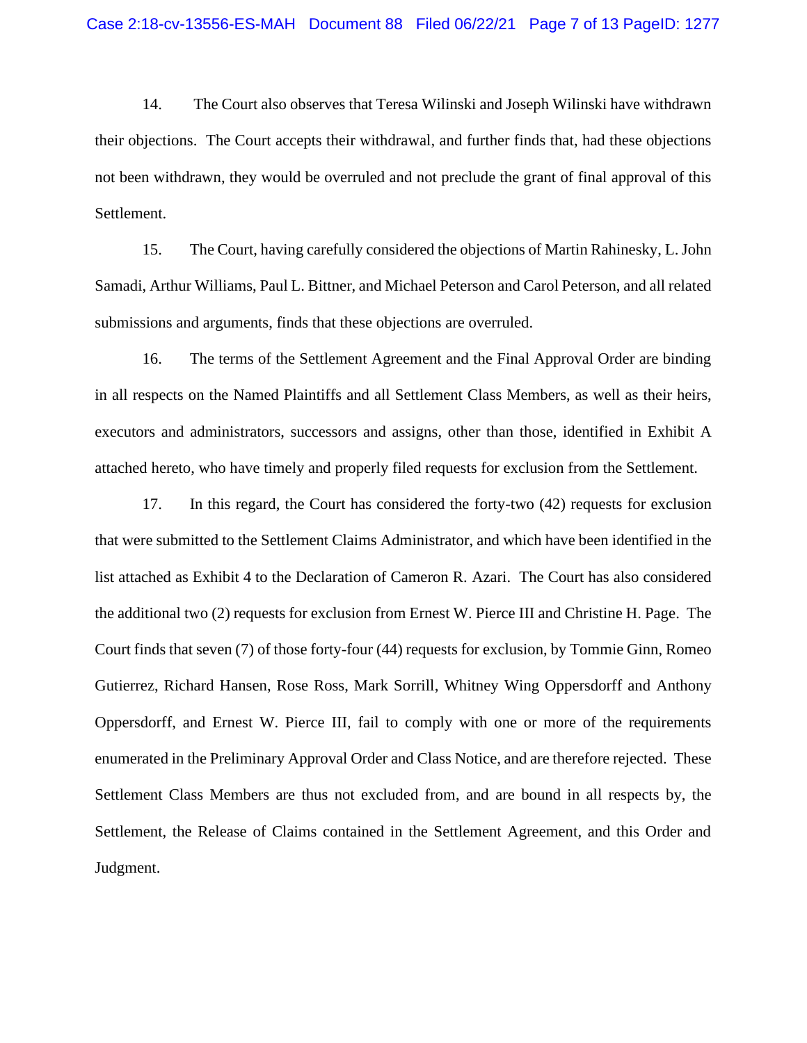14. The Court also observes that Teresa Wilinski and Joseph Wilinski have withdrawn their objections. The Court accepts their withdrawal, and further finds that, had these objections not been withdrawn, they would be overruled and not preclude the grant of final approval of this Settlement.

15. The Court, having carefully considered the objections of Martin Rahinesky, L. John Samadi, Arthur Williams, Paul L. Bittner, and Michael Peterson and Carol Peterson, and all related submissions and arguments, finds that these objections are overruled.

16. The terms of the Settlement Agreement and the Final Approval Order are binding in all respects on the Named Plaintiffs and all Settlement Class Members, as well as their heirs, executors and administrators, successors and assigns, other than those, identified in Exhibit A attached hereto, who have timely and properly filed requests for exclusion from the Settlement.

17. In this regard, the Court has considered the forty-two (42) requests for exclusion that were submitted to the Settlement Claims Administrator, and which have been identified in the list attached as Exhibit 4 to the Declaration of Cameron R. Azari. The Court has also considered the additional two (2) requests for exclusion from Ernest W. Pierce III and Christine H. Page. The Court finds that seven (7) of those forty-four (44) requests for exclusion, by Tommie Ginn, Romeo Gutierrez, Richard Hansen, Rose Ross, Mark Sorrill, Whitney Wing Oppersdorff and Anthony Oppersdorff, and Ernest W. Pierce III, fail to comply with one or more of the requirements enumerated in the Preliminary Approval Order and Class Notice, and are therefore rejected. These Settlement Class Members are thus not excluded from, and are bound in all respects by, the Settlement, the Release of Claims contained in the Settlement Agreement, and this Order and Judgment.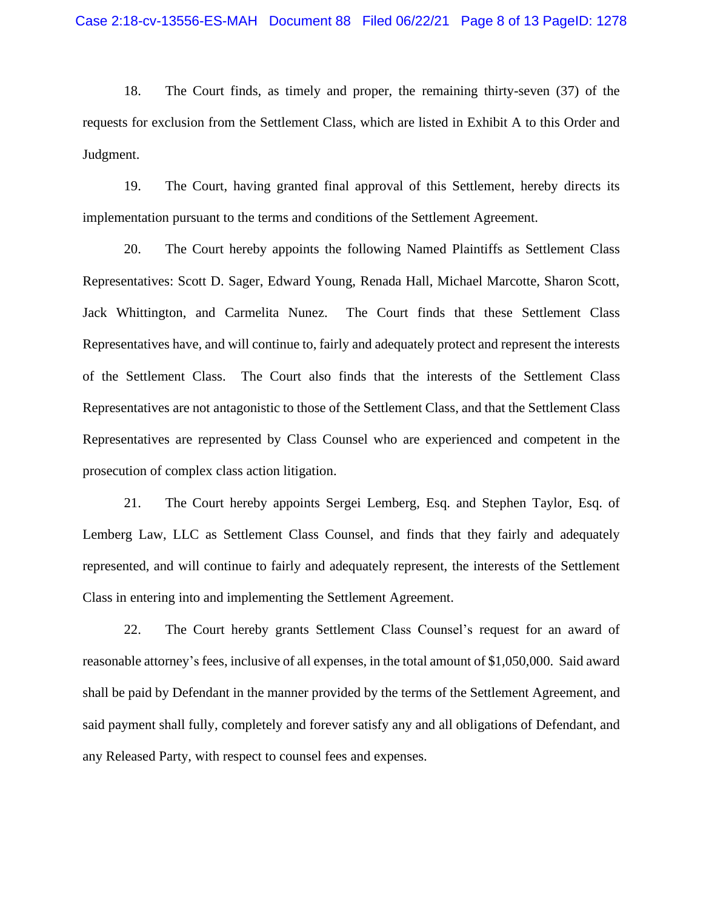18. The Court finds, as timely and proper, the remaining thirty-seven (37) of the requests for exclusion from the Settlement Class, which are listed in Exhibit A to this Order and Judgment.

19. The Court, having granted final approval of this Settlement, hereby directs its implementation pursuant to the terms and conditions of the Settlement Agreement.

20. The Court hereby appoints the following Named Plaintiffs as Settlement Class Representatives: Scott D. Sager, Edward Young, Renada Hall, Michael Marcotte, Sharon Scott, Jack Whittington, and Carmelita Nunez. The Court finds that these Settlement Class Representatives have, and will continue to, fairly and adequately protect and represent the interests of the Settlement Class. The Court also finds that the interests of the Settlement Class Representatives are not antagonistic to those of the Settlement Class, and that the Settlement Class Representatives are represented by Class Counsel who are experienced and competent in the prosecution of complex class action litigation.

21. The Court hereby appoints Sergei Lemberg, Esq. and Stephen Taylor, Esq. of Lemberg Law, LLC as Settlement Class Counsel, and finds that they fairly and adequately represented, and will continue to fairly and adequately represent, the interests of the Settlement Class in entering into and implementing the Settlement Agreement.

22. The Court hereby grants Settlement Class Counsel's request for an award of reasonable attorney's fees, inclusive of all expenses, in the total amount of $1,050,000. Said award shall be paid by Defendant in the manner provided by the terms of the Settlement Agreement, and said payment shall fully, completely and forever satisfy any and all obligations of Defendant, and any Released Party, with respect to counsel fees and expenses.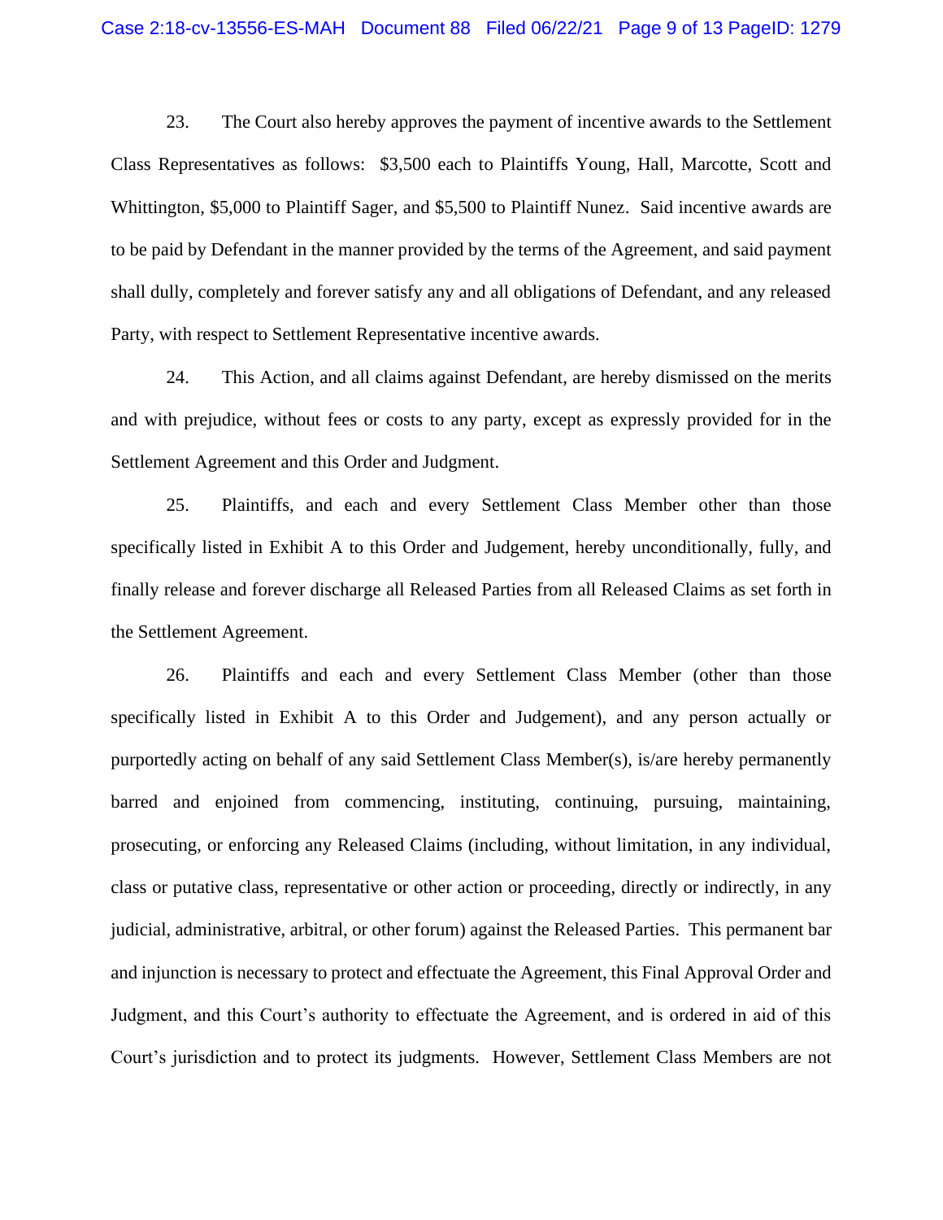23. The Court also hereby approves the payment of incentive awards to the Settlement Class Representatives as follows: $3,500 each to Plaintiffs Young, Hall, Marcotte, Scott and Whittington, $5,000 to Plaintiff Sager, and $5,500 to Plaintiff Nunez. Said incentive awards are to be paid by Defendant in the manner provided by the terms of the Agreement, and said payment shall dully, completely and forever satisfy any and all obligations of Defendant, and any released Party, with respect to Settlement Representative incentive awards.

24. This Action, and all claims against Defendant, are hereby dismissed on the merits and with prejudice, without fees or costs to any party, except as expressly provided for in the Settlement Agreement and this Order and Judgment.

25. Plaintiffs, and each and every Settlement Class Member other than those specifically listed in Exhibit A to this Order and Judgement, hereby unconditionally, fully, and finally release and forever discharge all Released Parties from all Released Claims as set forth in the Settlement Agreement.

26. Plaintiffs and each and every Settlement Class Member (other than those specifically listed in Exhibit A to this Order and Judgement), and any person actually or purportedly acting on behalf of any said Settlement Class Member(s), is/are hereby permanently barred and enjoined from commencing, instituting, continuing, pursuing, maintaining, prosecuting, or enforcing any Released Claims (including, without limitation, in any individual, class or putative class, representative or other action or proceeding, directly or indirectly, in any judicial, administrative, arbitral, or other forum) against the Released Parties. This permanent bar and injunction is necessary to protect and effectuate the Agreement, this Final Approval Order and Judgment, and this Court's authority to effectuate the Agreement, and is ordered in aid of this Court's jurisdiction and to protect its judgments. However, Settlement Class Members are not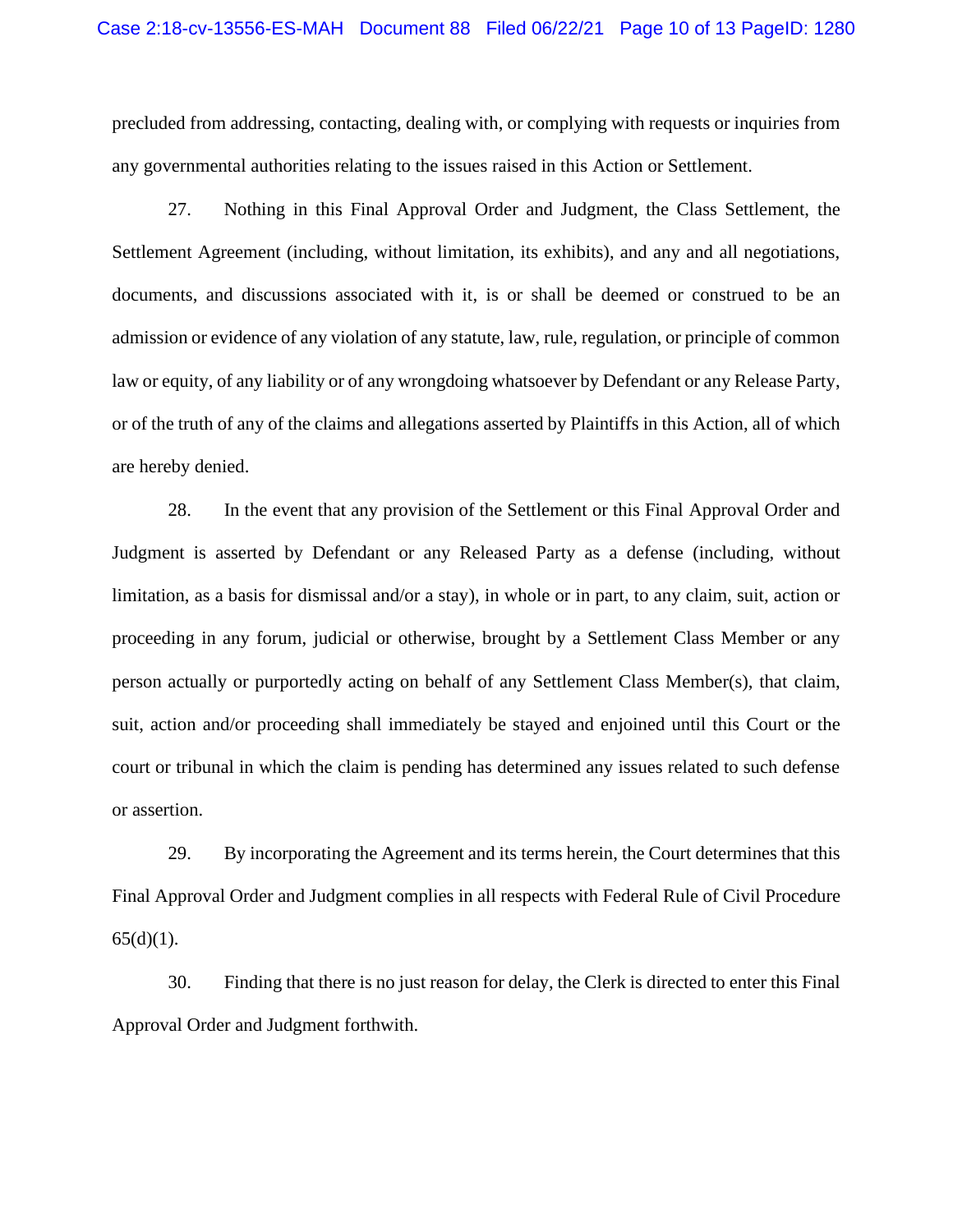precluded from addressing, contacting, dealing with, or complying with requests or inquiries from any governmental authorities relating to the issues raised in this Action or Settlement.

27. Nothing in this Final Approval Order and Judgment, the Class Settlement, the Settlement Agreement (including, without limitation, its exhibits), and any and all negotiations, documents, and discussions associated with it, is or shall be deemed or construed to be an admission or evidence of any violation of any statute, law, rule, regulation, or principle of common law or equity, of any liability or of any wrongdoing whatsoever by Defendant or any Release Party, or of the truth of any of the claims and allegations asserted by Plaintiffs in this Action, all of which are hereby denied.

28. In the event that any provision of the Settlement or this Final Approval Order and Judgment is asserted by Defendant or any Released Party as a defense (including, without limitation, as a basis for dismissal and/or a stay), in whole or in part, to any claim, suit, action or proceeding in any forum, judicial or otherwise, brought by a Settlement Class Member or any person actually or purportedly acting on behalf of any Settlement Class Member(s), that claim, suit, action and/or proceeding shall immediately be stayed and enjoined until this Court or the court or tribunal in which the claim is pending has determined any issues related to such defense or assertion.

29. By incorporating the Agreement and its terms herein, the Court determines that this Final Approval Order and Judgment complies in all respects with Federal Rule of Civil Procedure 65(d)(1).

30. Finding that there is no just reason for delay, the Clerk is directed to enter this Final Approval Order and Judgment forthwith.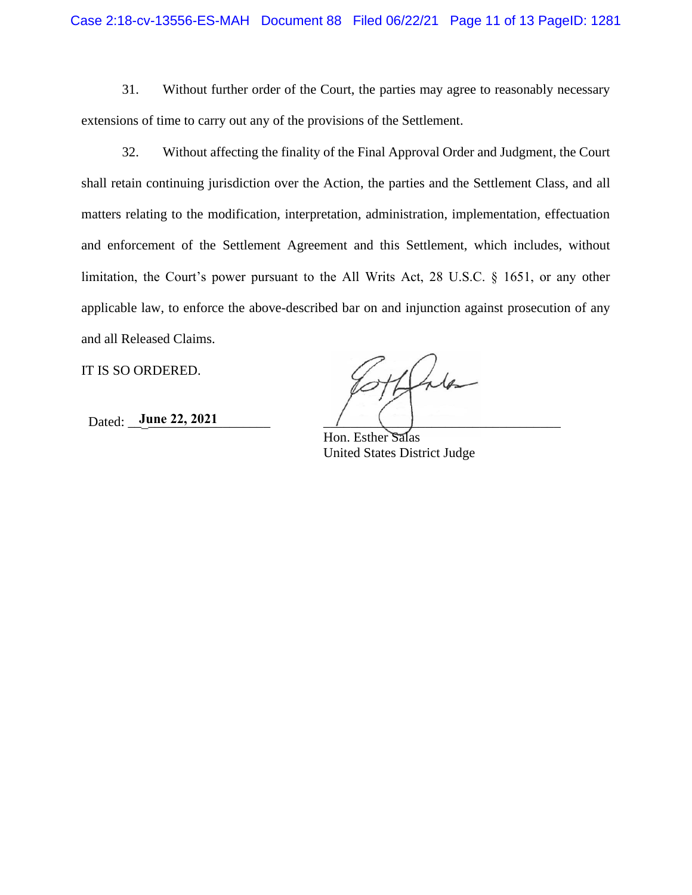31. Without further order of the Court, the parties may agree to reasonably necessary extensions of time to carry out any of the provisions of the Settlement.

32. Without affecting the finality of the Final Approval Order and Judgment, the Court shall retain continuing jurisdiction over the Action, the parties and the Settlement Class, and all matters relating to the modification, interpretation, administration, implementation, effectuation and enforcement of the Settlement Agreement and this Settlement, which includes, without limitation, the Court's power pursuant to the All Writs Act, 28 U.S.C. § 1651, or any other applicable law, to enforce the above-described bar on and injunction against prosecution of any and all Released Claims.

IT IS SO ORDERED.

Dated: **June 22, 2021**

Hon. Esther Salas
United States District Judge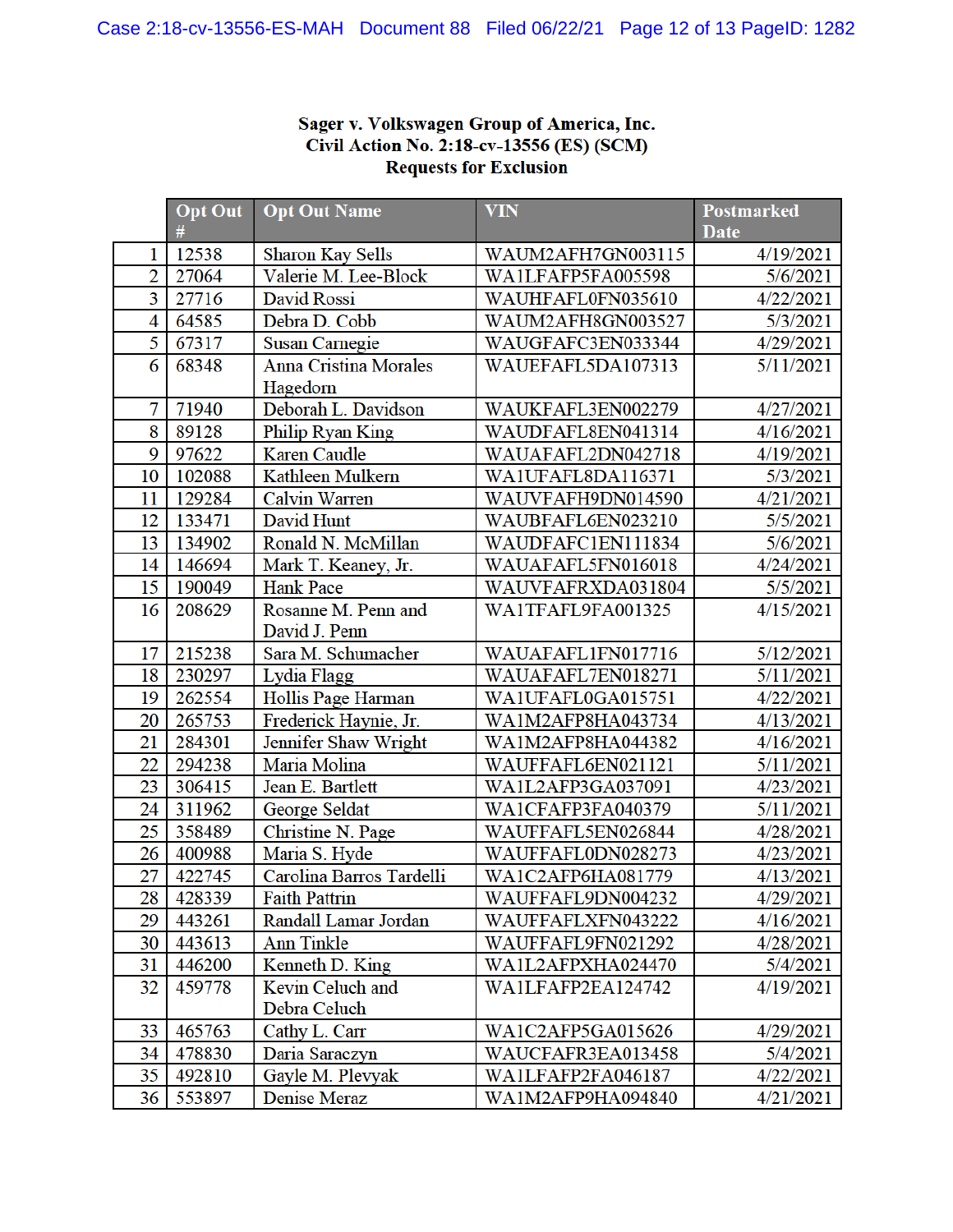**Sager v. Volkswagen Group of America, Inc.**
**Civil Action No. 2:18-cv-13556 (ES) (SCM)**
**Requests for Exclusion**

| | Opt Out # | Opt Out Name | VIN | Postmarked Date |
|---|---|---|---|---|
| 1 | 12538 | Sharon Kay Sells | WAUM2AFH7GN003115 | 4/19/2021 |
| 2 | 27064 | Valerie M. Lee-Block | WA1LFAFP5FA005598 | 5/6/2021 |
| 3 | 27716 | David Rossi | WAUHFAFL0FN035610 | 4/22/2021 |
| 4 | 64585 | Debra D. Cobb | WAUM2AFH8GN003527 | 5/3/2021 |
| 5 | 67317 | Susan Carnegie | WAUGFAFC3EN033344 | 4/29/2021 |
| 6 | 68348 | Anna Cristina Morales Hagedorn | WAUEFAFL5DA107313 | 5/11/2021 |
| 7 | 71940 | Deborah L. Davidson | WAUKFAFL3EN002279 | 4/27/2021 |
| 8 | 89128 | Philip Ryan King | WAUDFAFL8EN041314 | 4/16/2021 |
| 9 | 97622 | Karen Caudle | WAUAFAFL2DN042718 | 4/19/2021 |
| 10 | 102088 | Kathleen Mulkern | WA1UFAFL8DA116371 | 5/3/2021 |
| 11 | 129284 | Calvin Warren | WAUVFAFH9DN014590 | 4/21/2021 |
| 12 | 133471 | David Hunt | WAUBFAFL6EN023210 | 5/5/2021 |
| 13 | 134902 | Ronald N. McMillan | WAUDFAFC1EN111834 | 5/6/2021 |
| 14 | 146694 | Mark T. Keaney, Jr. | WAUAFAFL5FN016018 | 4/24/2021 |
| 15 | 190049 | Hank Pace | WAUVFAFRXDA031804 | 5/5/2021 |
| 16 | 208629 | Rosanne M. Penn and David J. Penn | WA1TFAFL9FA001325 | 4/15/2021 |
| 17 | 215238 | Sara M. Schumacher | WAUAFAFL1FN017716 | 5/12/2021 |
| 18 | 230297 | Lydia Flagg | WAUAFAFL7EN018271 | 5/11/2021 |
| 19 | 262554 | Hollis Page Harman | WA1UFAFL0GA015751 | 4/22/2021 |
| 20 | 265753 | Frederick Haynie, Jr. | WA1M2AFP8HA043734 | 4/13/2021 |
| 21 | 284301 | Jennifer Shaw Wright | WA1M2AFP8HA044382 | 4/16/2021 |
| 22 | 294238 | Maria Molina | WAUFFAFL6EN021121 | 5/11/2021 |
| 23 | 306415 | Jean E. Bartlett | WA1L2AFP3GA037091 | 4/23/2021 |
| 24 | 311962 | George Seldat | WA1CFAFP3FA040379 | 5/11/2021 |
| 25 | 358489 | Christine N. Page | WAUFFAFL5EN026844 | 4/28/2021 |
| 26 | 400988 | Maria S. Hyde | WAUFFAFL0DN028273 | 4/23/2021 |
| 27 | 422745 | Carolina Barros Tardelli | WA1C2AFP6HA081779 | 4/13/2021 |
| 28 | 428339 | Faith Pattrin | WAUFFAFL9DN004232 | 4/29/2021 |
| 29 | 443261 | Randall Lamar Jordan | WAUFFAFLXFN043222 | 4/16/2021 |
| 30 | 443613 | Ann Tinkle | WAUFFAFL9FN021292 | 4/28/2021 |
| 31 | 446200 | Kenneth D. King | WA1L2AFPXHA024470 | 5/4/2021 |
| 32 | 459778 | Kevin Celuch and Debra Celuch | WA1LFAFP2EA124742 | 4/19/2021 |
| 33 | 465763 | Cathy L. Carr | WA1C2AFP5GA015626 | 4/29/2021 |
| 34 | 478830 | Daria Saraczyn | WAUCFAFR3EA013458 | 5/4/2021 |
| 35 | 492810 | Gayle M. Plevyak | WA1LFAFP2FA046187 | 4/22/2021 |
| 36 | 553897 | Denise Meraz | WA1M2AFP9HA094840 | 4/21/2021 |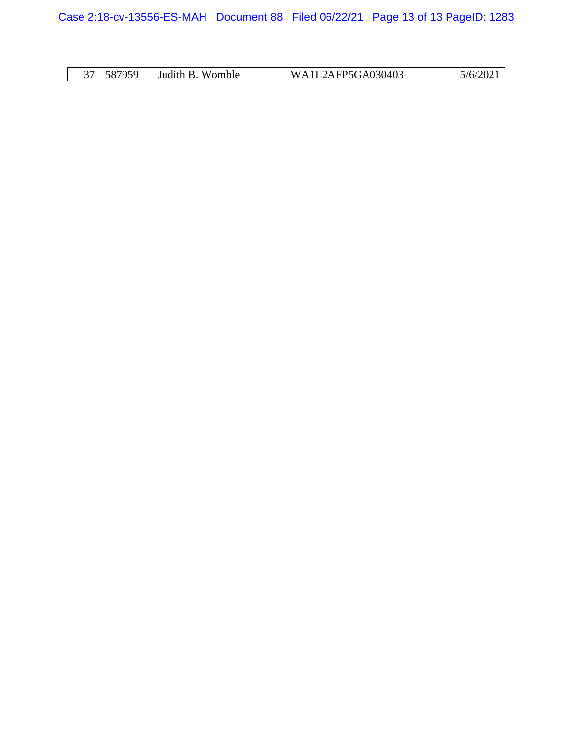| | | | | |
|---|---|---|---|---|
| 37 | 587959 | Judith B. Womble | WA1L2AFP5GA030403 | 5/6/2021 |